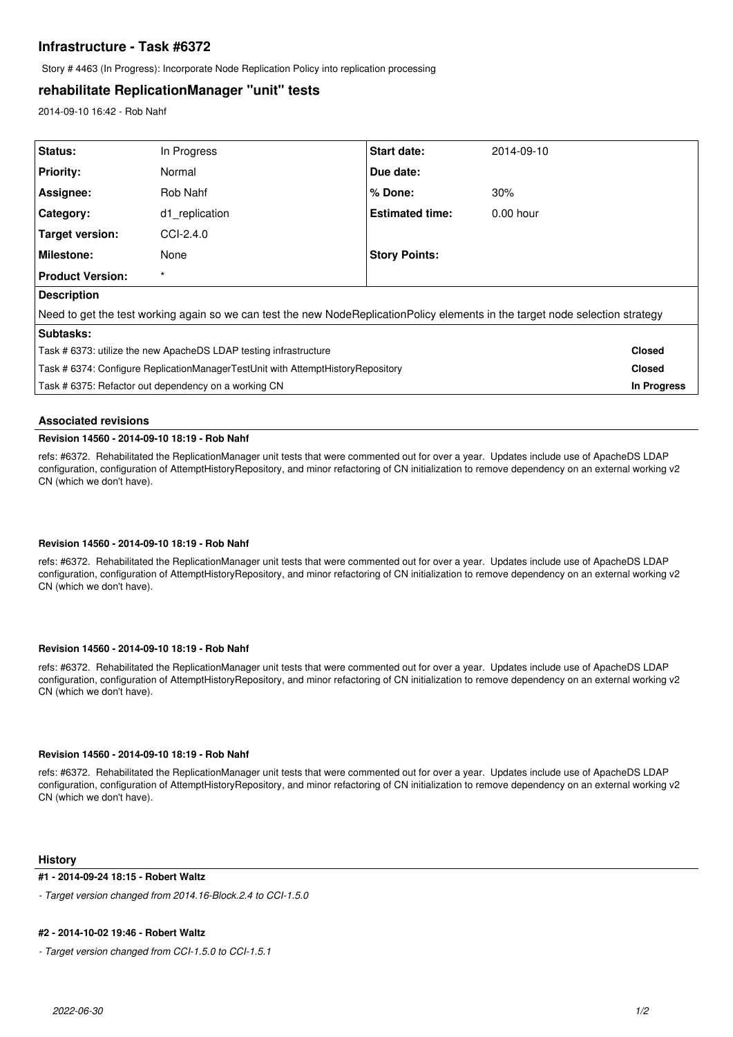# Infrastructure - Task #6372

Story # 4463 (In Progress): Incorporate Node Replication Policy into replication processing

## rehabilitate ReplicationManager "unit" tests

2014-09-10 16:42 - Rob Nahf

| Status: | In Progress | Start date: | 2014-09-10 |
|---|---|---|---|
| Priority: | Normal | Due date: | |
| Assignee: | Rob Nahf | % Done: | 30% |
| Category: | d1_replication | Estimated time: | 0.00 hour |
| Target version: | CCI-2.4.0 | | |
| Milestone: | None | Story Points: | |
| Product Version: | * | | |

**Description**

Need to get the test working again so we can test the new NodeReplicationPolicy elements in the target node selection strategy

**Subtasks:**

| Subtask | Status |
|---|---|
| Task # 6373: utilize the new ApacheDS LDAP testing infrastructure | Closed |
| Task # 6374: Configure ReplicationManagerTestUnit with AttemptHistoryRepository | Closed |
| Task # 6375: Refactor out dependency on a working CN | In Progress |

### Associated revisions

#### Revision 14560 - 2014-09-10 18:19 - Rob Nahf

refs: #6372. Rehabilitated the ReplicationManager unit tests that were commented out for over a year. Updates include use of ApacheDS LDAP configuration, configuration of AttemptHistoryRepository, and minor refactoring of CN initialization to remove dependency on an external working v2 CN (which we don't have).

#### Revision 14560 - 2014-09-10 18:19 - Rob Nahf

refs: #6372. Rehabilitated the ReplicationManager unit tests that were commented out for over a year. Updates include use of ApacheDS LDAP configuration, configuration of AttemptHistoryRepository, and minor refactoring of CN initialization to remove dependency on an external working v2 CN (which we don't have).

#### Revision 14560 - 2014-09-10 18:19 - Rob Nahf

refs: #6372. Rehabilitated the ReplicationManager unit tests that were commented out for over a year. Updates include use of ApacheDS LDAP configuration, configuration of AttemptHistoryRepository, and minor refactoring of CN initialization to remove dependency on an external working v2 CN (which we don't have).

#### Revision 14560 - 2014-09-10 18:19 - Rob Nahf

refs: #6372. Rehabilitated the ReplicationManager unit tests that were commented out for over a year. Updates include use of ApacheDS LDAP configuration, configuration of AttemptHistoryRepository, and minor refactoring of CN initialization to remove dependency on an external working v2 CN (which we don't have).

### History

#### #1 - 2014-09-24 18:15 - Robert Waltz

*- Target version changed from 2014.16-Block.2.4 to CCI-1.5.0*

#### #2 - 2014-10-02 19:46 - Robert Waltz

*- Target version changed from CCI-1.5.0 to CCI-1.5.1*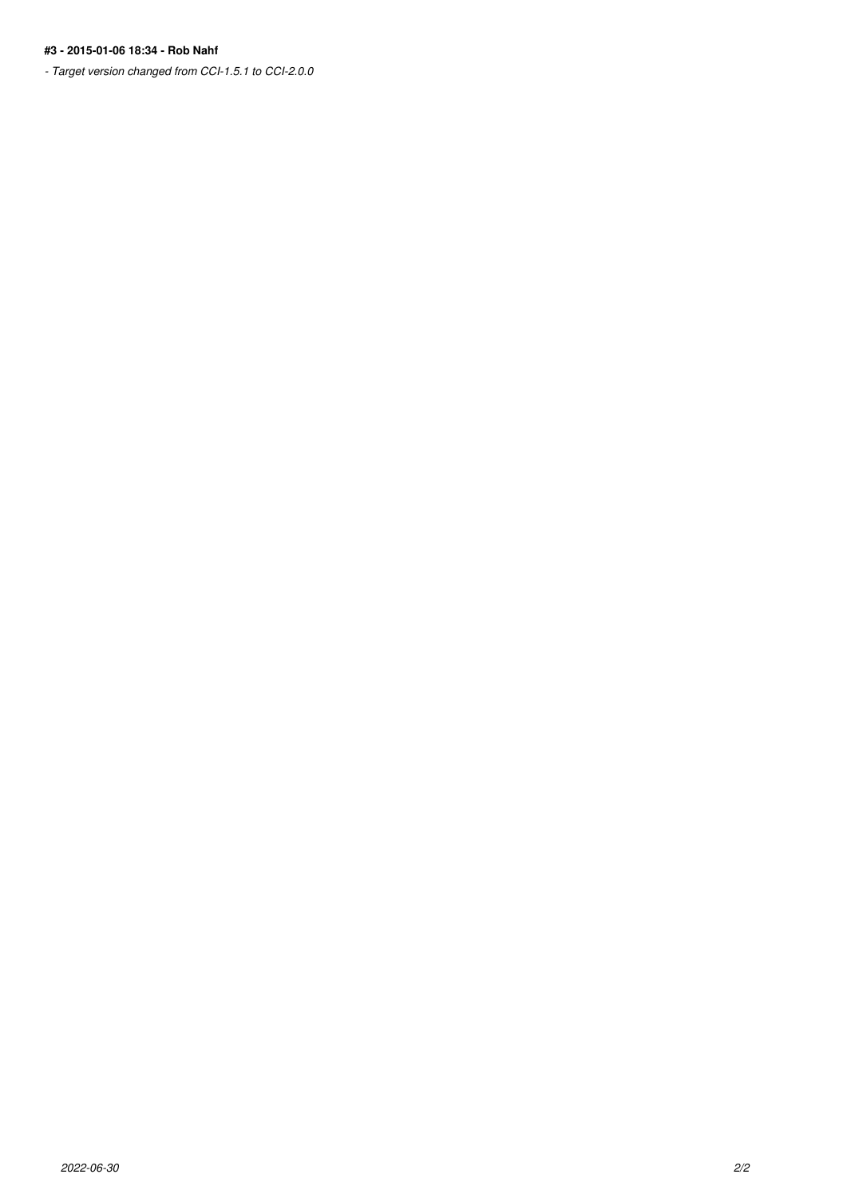**#3 - 2015-01-06 18:34 - Rob Nahf**

*- Target version changed from CCI-1.5.1 to CCI-2.0.0*